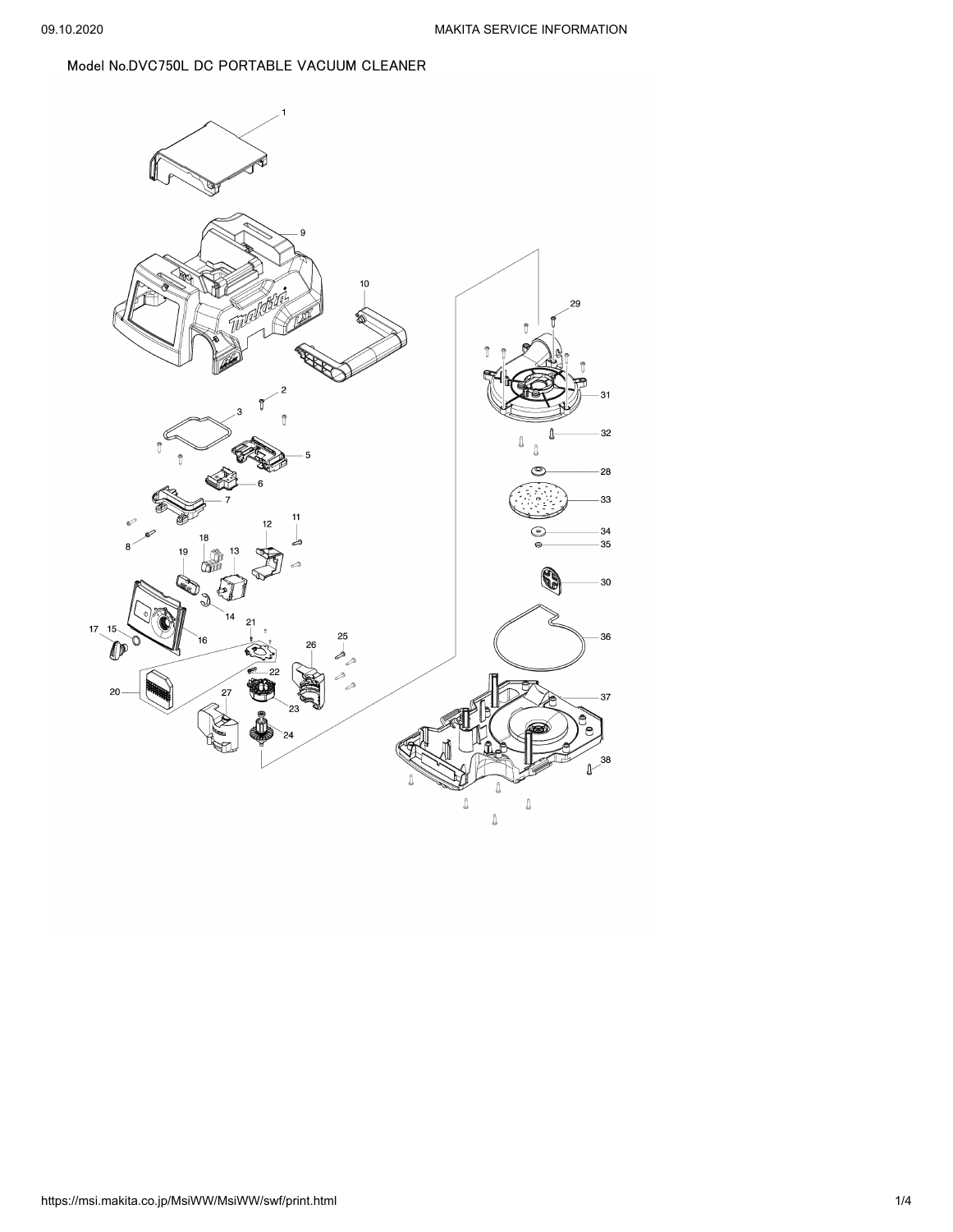Model No.DVC750L DC PORTABLE VACUUM CLEANER

1
9
10
2
3
5
6
7
8
11
12
18
13
19
14
16
17
15
21
20
22
23
27
24
25
26
29
31
32
28
33
34
35
30
36
37
38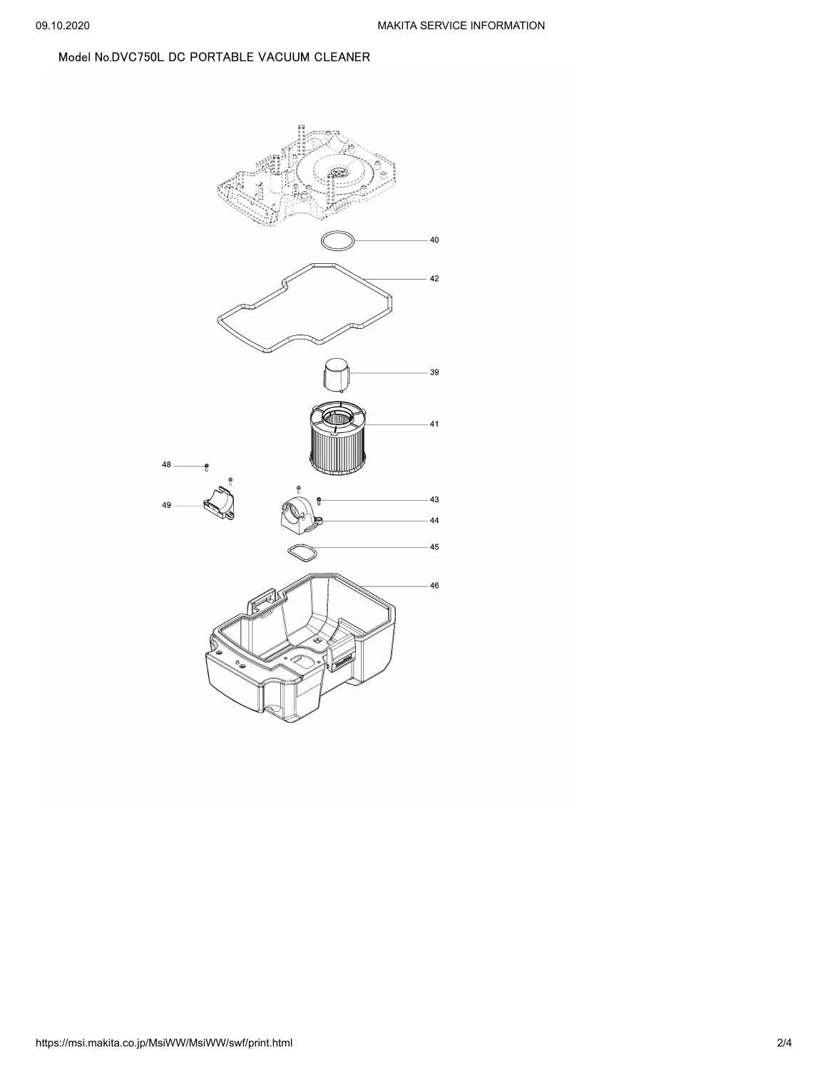Model No.DVC750L DC PORTABLE VACUUM CLEANER

40

42

39

41

48

43

49

44

45

46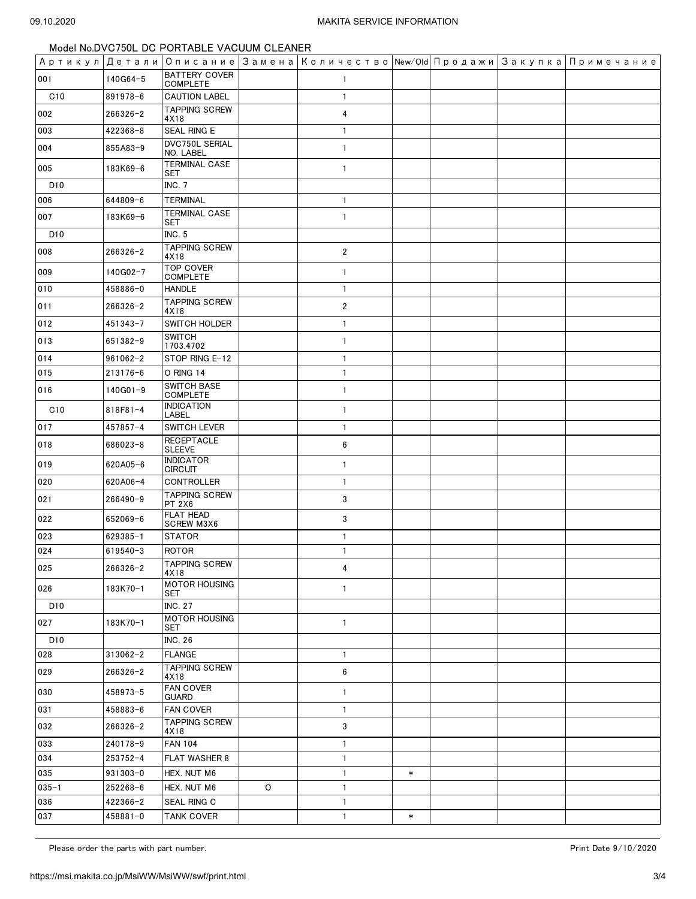Model No.DVC750L DC PORTABLE VACUUM CLEANER

| Артикул | Детали | Описание | Замена | Количество | New/Old | Продажи | Закупка | Примечание |
|---|---|---|---|---|---|---|---|---|
| 001 | 140G64-5 | BATTERY COVER COMPLETE | | 1 | | | | |
| C10 | 891978-6 | CAUTION LABEL | | 1 | | | | |
| 002 | 266326-2 | TAPPING SCREW 4X18 | | 4 | | | | |
| 003 | 422368-8 | SEAL RING E | | 1 | | | | |
| 004 | 855A83-9 | DVC750L SERIAL NO. LABEL | | 1 | | | | |
| 005 | 183K69-6 | TERMINAL CASE SET | | 1 | | | | |
| D10 | | INC. 7 | | | | | | |
| 006 | 644809-6 | TERMINAL | | 1 | | | | |
| 007 | 183K69-6 | TERMINAL CASE SET | | 1 | | | | |
| D10 | | INC. 5 | | | | | | |
| 008 | 266326-2 | TAPPING SCREW 4X18 | | 2 | | | | |
| 009 | 140G02-7 | TOP COVER COMPLETE | | 1 | | | | |
| 010 | 458886-0 | HANDLE | | 1 | | | | |
| 011 | 266326-2 | TAPPING SCREW 4X18 | | 2 | | | | |
| 012 | 451343-7 | SWITCH HOLDER | | 1 | | | | |
| 013 | 651382-9 | SWITCH 1703.4702 | | 1 | | | | |
| 014 | 961062-2 | STOP RING E-12 | | 1 | | | | |
| 015 | 213176-6 | O RING 14 | | 1 | | | | |
| 016 | 140G01-9 | SWITCH BASE COMPLETE | | 1 | | | | |
| C10 | 818F81-4 | INDICATION LABEL | | 1 | | | | |
| 017 | 457857-4 | SWITCH LEVER | | 1 | | | | |
| 018 | 686023-8 | RECEPTACLE SLEEVE | | 6 | | | | |
| 019 | 620A05-6 | INDICATOR CIRCUIT | | 1 | | | | |
| 020 | 620A06-4 | CONTROLLER | | 1 | | | | |
| 021 | 266490-9 | TAPPING SCREW PT 2X6 | | 3 | | | | |
| 022 | 652069-6 | FLAT HEAD SCREW M3X6 | | 3 | | | | |
| 023 | 629385-1 | STATOR | | 1 | | | | |
| 024 | 619540-3 | ROTOR | | 1 | | | | |
| 025 | 266326-2 | TAPPING SCREW 4X18 | | 4 | | | | |
| 026 | 183K70-1 | MOTOR HOUSING SET | | 1 | | | | |
| D10 | | INC. 27 | | | | | | |
| 027 | 183K70-1 | MOTOR HOUSING SET | | 1 | | | | |
| D10 | | INC. 26 | | | | | | |
| 028 | 313062-2 | FLANGE | | 1 | | | | |
| 029 | 266326-2 | TAPPING SCREW 4X18 | | 6 | | | | |
| 030 | 458973-5 | FAN COVER GUARD | | 1 | | | | |
| 031 | 458883-6 | FAN COVER | | 1 | | | | |
| 032 | 266326-2 | TAPPING SCREW 4X18 | | 3 | | | | |
| 033 | 240178-9 | FAN 104 | | 1 | | | | |
| 034 | 253752-4 | FLAT WASHER 8 | | 1 | | | | |
| 035 | 931303-0 | HEX. NUT M6 | | 1 | * | | | |
| 035-1 | 252268-6 | HEX. NUT M6 | O | 1 | | | | |
| 036 | 422366-2 | SEAL RING C | | 1 | | | | |
| 037 | 458881-0 | TANK COVER | | 1 | * | | | |

Please order the parts with part number.

Print Date 9/10/2020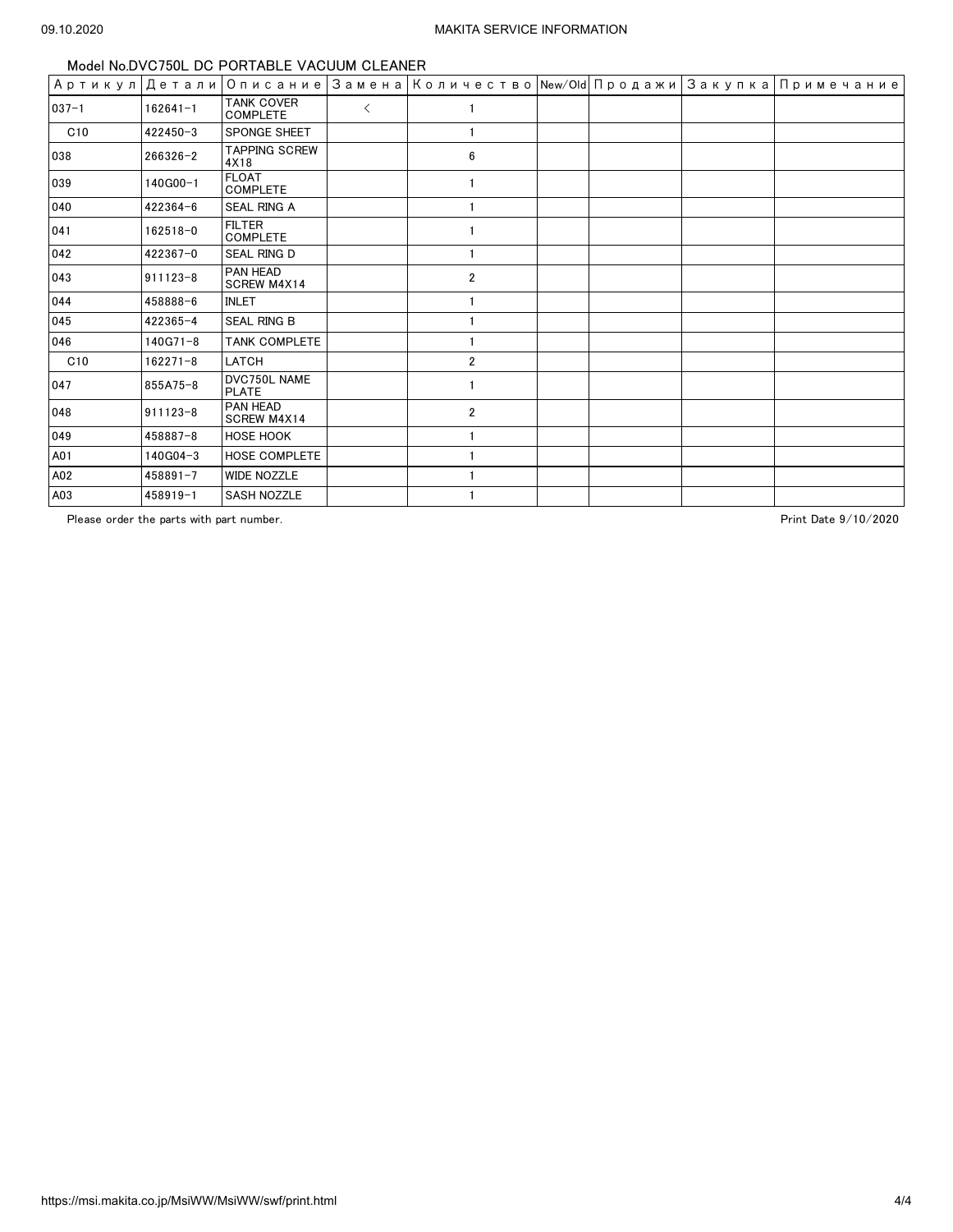Model No.DVC750L DC PORTABLE VACUUM CLEANER

| Артикул | Детали | Описание | Замена | Количество | New/Old | Продажи | Закупка | Примечание |
|---|---|---|---|---|---|---|---|---|
| 037-1 | 162641-1 | TANK COVER COMPLETE | < | 1 | | | | |
| C10 | 422450-3 | SPONGE SHEET | | 1 | | | | |
| 038 | 266326-2 | TAPPING SCREW 4X18 | | 6 | | | | |
| 039 | 140G00-1 | FLOAT COMPLETE | | 1 | | | | |
| 040 | 422364-6 | SEAL RING A | | 1 | | | | |
| 041 | 162518-0 | FILTER COMPLETE | | 1 | | | | |
| 042 | 422367-0 | SEAL RING D | | 1 | | | | |
| 043 | 911123-8 | PAN HEAD SCREW M4X14 | | 2 | | | | |
| 044 | 458888-6 | INLET | | 1 | | | | |
| 045 | 422365-4 | SEAL RING B | | 1 | | | | |
| 046 | 140G71-8 | TANK COMPLETE | | 1 | | | | |
| C10 | 162271-8 | LATCH | | 2 | | | | |
| 047 | 855A75-8 | DVC750L NAME PLATE | | 1 | | | | |
| 048 | 911123-8 | PAN HEAD SCREW M4X14 | | 2 | | | | |
| 049 | 458887-8 | HOSE HOOK | | 1 | | | | |
| A01 | 140G04-3 | HOSE COMPLETE | | 1 | | | | |
| A02 | 458891-7 | WIDE NOZZLE | | 1 | | | | |
| A03 | 458919-1 | SASH NOZZLE | | 1 | | | | |

Please order the parts with part number.

Print Date 9/10/2020